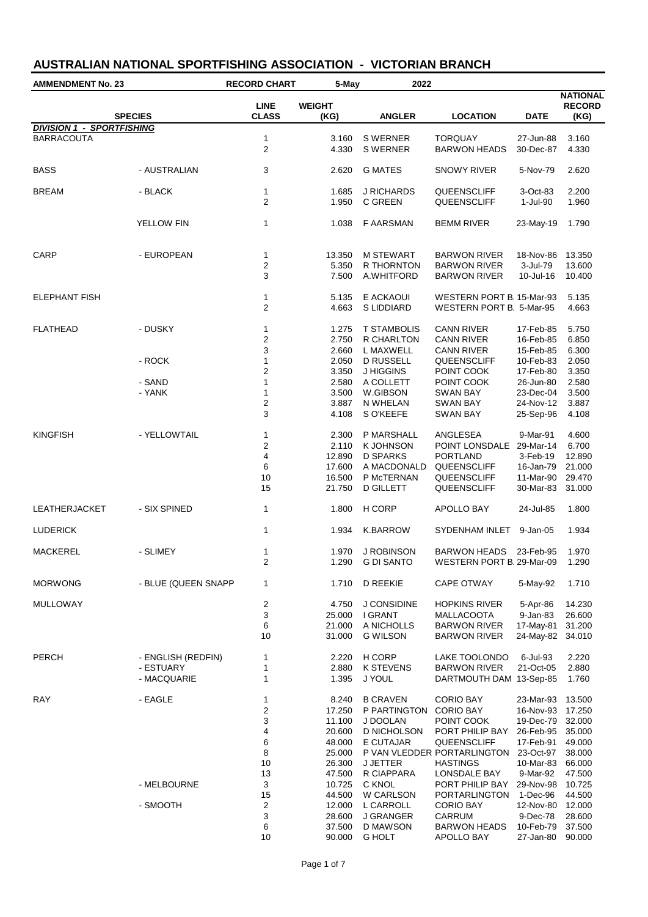# AUSTRALIAN NATIONAL SPORTFISHING ASSOCIATION - VICTORIAN BRANCH

**AMMENDMENT No. 23** | **RECORD CHART** | **5-May 2022**

| SPECIES | | LINE CLASS | WEIGHT (KG) | ANGLER | LOCATION | DATE | NATIONAL RECORD (KG) |
|---|---|---|---|---|---|---|---|
| ***DIVISION 1 - SPORTFISHING*** | | | | | | | |
| BARRACOUTA | | 1 | 3.160 | S WERNER | TORQUAY | 27-Jun-88 | 3.160 |
| | | 2 | 4.330 | S WERNER | BARWON HEADS | 30-Dec-87 | 4.330 |
| BASS | - AUSTRALIAN | 3 | 2.620 | G MATES | SNOWY RIVER | 5-Nov-79 | 2.620 |
| BREAM | - BLACK | 1 | 1.685 | J RICHARDS | QUEENSCLIFF | 3-Oct-83 | 2.200 |
| | | 2 | 1.950 | C GREEN | QUEENSCLIFF | 1-Jul-90 | 1.960 |
| | YELLOW FIN | 1 | 1.038 | F AARSMAN | BEMM RIVER | 23-May-19 | 1.790 |
| CARP | - EUROPEAN | 1 | 13.350 | M STEWART | BARWON RIVER | 18-Nov-86 | 13.350 |
| | | 2 | 5.350 | R THORNTON | BARWON RIVER | 3-Jul-79 | 13.600 |
| | | 3 | 7.500 | A.WHITFORD | BARWON RIVER | 10-Jul-16 | 10.400 |
| ELEPHANT FISH | | 1 | 5.135 | E ACKAOUI | WESTERN PORT B. | 15-Mar-93 | 5.135 |
| | | 2 | 4.663 | S LIDDIARD | WESTERN PORT B. | 5-Mar-95 | 4.663 |
| FLATHEAD | - DUSKY | 1 | 1.275 | T STAMBOLIS | CANN RIVER | 17-Feb-85 | 5.750 |
| | | 2 | 2.750 | R CHARLTON | CANN RIVER | 16-Feb-85 | 6.850 |
| | | 3 | 2.660 | L MAXWELL | CANN RIVER | 15-Feb-85 | 6.300 |
| | - ROCK | 1 | 2.050 | D RUSSELL | QUEENSCLIFF | 10-Feb-83 | 2.050 |
| | | 2 | 3.350 | J HIGGINS | POINT COOK | 17-Feb-80 | 3.350 |
| | - SAND | 1 | 2.580 | A COLLETT | POINT COOK | 26-Jun-80 | 2.580 |
| | - YANK | 1 | 3.500 | W.GIBSON | SWAN BAY | 23-Dec-04 | 3.500 |
| | | 2 | 3.887 | N WHELAN | SWAN BAY | 24-Nov-12 | 3.887 |
| | | 3 | 4.108 | S O'KEEFE | SWAN BAY | 25-Sep-96 | 4.108 |
| KINGFISH | - YELLOWTAIL | 1 | 2.300 | P MARSHALL | ANGLESEA | 9-Mar-91 | 4.600 |
| | | 2 | 2.110 | K JOHNSON | POINT LONSDALE | 29-Mar-14 | 6.700 |
| | | 4 | 12.890 | D SPARKS | PORTLAND | 3-Feb-19 | 12.890 |
| | | 6 | 17.600 | A MACDONALD | QUEENSCLIFF | 16-Jan-79 | 21.000 |
| | | 10 | 16.500 | P McTERNAN | QUEENSCLIFF | 11-Mar-90 | 29.470 |
| | | 15 | 21.750 | D GILLETT | QUEENSCLIFF | 30-Mar-83 | 31.000 |
| LEATHERJACKET | - SIX SPINED | 1 | 1.800 | H CORP | APOLLO BAY | 24-Jul-85 | 1.800 |
| LUDERICK | | 1 | 1.934 | K.BARROW | SYDENHAM INLET | 9-Jan-05 | 1.934 |
| MACKEREL | - SLIMEY | 1 | 1.970 | J ROBINSON | BARWON HEADS | 23-Feb-95 | 1.970 |
| | | 2 | 1.290 | G DI SANTO | WESTERN PORT B. | 29-Mar-09 | 1.290 |
| MORWONG | - BLUE (QUEEN SNAPP | 1 | 1.710 | D REEKIE | CAPE OTWAY | 5-May-92 | 1.710 |
| MULLOWAY | | 2 | 4.750 | J CONSIDINE | HOPKINS RIVER | 5-Apr-86 | 14.230 |
| | | 3 | 25.000 | I GRANT | MALLACOOTA | 9-Jan-83 | 26.600 |
| | | 6 | 21.000 | A NICHOLLS | BARWON RIVER | 17-May-81 | 31.200 |
| | | 10 | 31.000 | G WILSON | BARWON RIVER | 24-May-82 | 34.010 |
| PERCH | - ENGLISH (REDFIN) | 1 | 2.220 | H CORP | LAKE TOOLONDO | 6-Jul-93 | 2.220 |
| | - ESTUARY | 1 | 2.880 | K STEVENS | BARWON RIVER | 21-Oct-05 | 2.880 |
| | - MACQUARIE | 1 | 1.395 | J YOUL | DARTMOUTH DAM | 13-Sep-85 | 1.760 |
| RAY | - EAGLE | 1 | 8.240 | B CRAVEN | CORIO BAY | 23-Mar-93 | 13.500 |
| | | 2 | 17.250 | P PARTINGTON | CORIO BAY | 16-Nov-93 | 17.250 |
| | | 3 | 11.100 | J DOOLAN | POINT COOK | 19-Dec-79 | 32.000 |
| | | 4 | 20.600 | D NICHOLSON | PORT PHILIP BAY | 26-Feb-95 | 35.000 |
| | | 6 | 48.000 | E CUTAJAR | QUEENSCLIFF | 17-Feb-91 | 49.000 |
| | | 8 | 25.000 | P VAN VLEDDER | PORTARLINGTON | 23-Oct-97 | 38.000 |
| | | 10 | 26.300 | J JETTER | HASTINGS | 10-Mar-83 | 66.000 |
| | | 13 | 47.500 | R CIAPPARA | LONSDALE BAY | 9-Mar-92 | 47.500 |
| | - MELBOURNE | 3 | 10.725 | C KNOL | PORT PHILIP BAY | 29-Nov-98 | 10.725 |
| | | 15 | 44.500 | W CARLSON | PORTARLINGTON | 1-Dec-96 | 44.500 |
| | - SMOOTH | 2 | 12.000 | L CARROLL | CORIO BAY | 12-Nov-80 | 12.000 |
| | | 3 | 28.600 | J GRANGER | CARRUM | 9-Dec-78 | 28.600 |
| | | 6 | 37.500 | D MAWSON | BARWON HEADS | 10-Feb-79 | 37.500 |
| | | 10 | 90.000 | G HOLT | APOLLO BAY | 27-Jan-80 | 90.000 |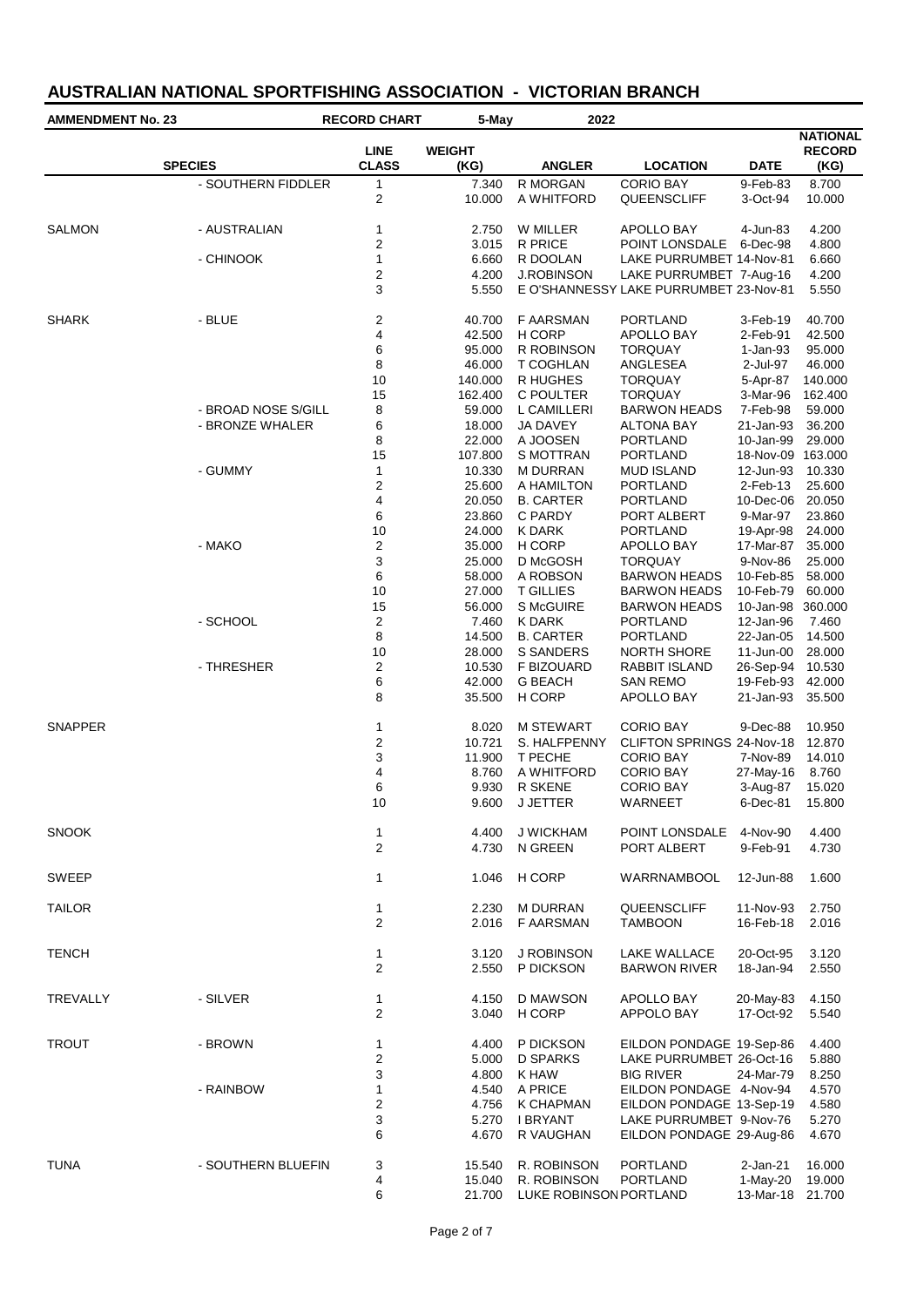# AUSTRALIAN NATIONAL SPORTSFISHING ASSOCIATION - VICTORIAN BRANCH

**AMMENDMENT No. 23** **RECORD CHART** **5-May 2022**

| SPECIES | | LINE CLASS | WEIGHT (KG) | ANGLER | LOCATION | DATE | NATIONAL RECORD (KG) |
|---|---|---|---|---|---|---|---|
| | - SOUTHERN FIDDLER | 1 | 7.340 | R MORGAN | CORIO BAY | 9-Feb-83 | 8.700 |
| | | 2 | 10.000 | A WHITFORD | QUEENSCLIFF | 3-Oct-94 | 10.000 |
| SALMON | - AUSTRALIAN | 1 | 2.750 | W MILLER | APOLLO BAY | 4-Jun-83 | 4.200 |
| | | 2 | 3.015 | R PRICE | POINT LONSDALE | 6-Dec-98 | 4.800 |
| | - CHINOOK | 1 | 6.660 | R DOOLAN | LAKE PURRUMBET | 14-Nov-81 | 6.660 |
| | | 2 | 4.200 | J.ROBINSON | LAKE PURRUMBET | 7-Aug-16 | 4.200 |
| | | 3 | 5.550 | E O'SHANNESSY | LAKE PURRUMBET | 23-Nov-81 | 5.550 |
| SHARK | - BLUE | 2 | 40.700 | F AARSMAN | PORTLAND | 3-Feb-19 | 40.700 |
| | | 4 | 42.500 | H CORP | APOLLO BAY | 2-Feb-91 | 42.500 |
| | | 6 | 95.000 | R ROBINSON | TORQUAY | 1-Jan-93 | 95.000 |
| | | 8 | 46.000 | T COGHLAN | ANGLESEA | 2-Jul-97 | 46.000 |
| | | 10 | 140.000 | R HUGHES | TORQUAY | 5-Apr-87 | 140.000 |
| | | 15 | 162.400 | C POULTER | TORQUAY | 3-Mar-96 | 162.400 |
| | - BROAD NOSE S/GILL | 8 | 59.000 | L CAMILLERI | BARWON HEADS | 7-Feb-98 | 59.000 |
| | - BRONZE WHALER | 6 | 18.000 | JA DAVEY | ALTONA BAY | 21-Jan-93 | 36.200 |
| | | 8 | 22.000 | A JOOSEN | PORTLAND | 10-Jan-99 | 29.000 |
| | | 15 | 107.800 | S MOTTRAN | PORTLAND | 18-Nov-09 | 163.000 |
| | - GUMMY | 1 | 10.330 | M DURRAN | MUD ISLAND | 12-Jun-93 | 10.330 |
| | | 2 | 25.600 | A HAMILTON | PORTLAND | 2-Feb-13 | 25.600 |
| | | 4 | 20.050 | B. CARTER | PORTLAND | 10-Dec-06 | 20.050 |
| | | 6 | 23.860 | C PARDY | PORT ALBERT | 9-Mar-97 | 23.860 |
| | | 10 | 24.000 | K DARK | PORTLAND | 19-Apr-98 | 24.000 |
| | - MAKO | 2 | 35.000 | H CORP | APOLLO BAY | 17-Mar-87 | 35.000 |
| | | 3 | 25.000 | D McGOSH | TORQUAY | 9-Nov-86 | 25.000 |
| | | 6 | 58.000 | A ROBSON | BARWON HEADS | 10-Feb-85 | 58.000 |
| | | 10 | 27.000 | T GILLIES | BARWON HEADS | 10-Feb-79 | 60.000 |
| | | 15 | 56.000 | S McGUIRE | BARWON HEADS | 10-Jan-98 | 360.000 |
| | - SCHOOL | 2 | 7.460 | K DARK | PORTLAND | 12-Jan-96 | 7.460 |
| | | 8 | 14.500 | B. CARTER | PORTLAND | 22-Jan-05 | 14.500 |
| | | 10 | 28.000 | S SANDERS | NORTH SHORE | 11-Jun-00 | 28.000 |
| | - THRESHER | 2 | 10.530 | F BIZOUARD | RABBIT ISLAND | 26-Sep-94 | 10.530 |
| | | 6 | 42.000 | G BEACH | SAN REMO | 19-Feb-93 | 42.000 |
| | | 8 | 35.500 | H CORP | APOLLO BAY | 21-Jan-93 | 35.500 |
| SNAPPER | | 1 | 8.020 | M STEWART | CORIO BAY | 9-Dec-88 | 10.950 |
| | | 2 | 10.721 | S. HALFPENNY | CLIFTON SPRINGS | 24-Nov-18 | 12.870 |
| | | 3 | 11.900 | T PECHE | CORIO BAY | 7-Nov-89 | 14.010 |
| | | 4 | 8.760 | A WHITFORD | CORIO BAY | 27-May-16 | 8.760 |
| | | 6 | 9.930 | R SKENE | CORIO BAY | 3-Aug-87 | 15.020 |
| | | 10 | 9.600 | J JETTER | WARNEET | 6-Dec-81 | 15.800 |
| SNOOK | | 1 | 4.400 | J WICKHAM | POINT LONSDALE | 4-Nov-90 | 4.400 |
| | | 2 | 4.730 | N GREEN | PORT ALBERT | 9-Feb-91 | 4.730 |
| SWEEP | | 1 | 1.046 | H CORP | WARRNAMBOOL | 12-Jun-88 | 1.600 |
| TAILOR | | 1 | 2.230 | M DURRAN | QUEENSCLIFF | 11-Nov-93 | 2.750 |
| | | 2 | 2.016 | F AARSMAN | TAMBOON | 16-Feb-18 | 2.016 |
| TENCH | | 1 | 3.120 | J ROBINSON | LAKE WALLACE | 20-Oct-95 | 3.120 |
| | | 2 | 2.550 | P DICKSON | BARWON RIVER | 18-Jan-94 | 2.550 |
| TREVALLY | - SILVER | 1 | 4.150 | D MAWSON | APOLLO BAY | 20-May-83 | 4.150 |
| | | 2 | 3.040 | H CORP | APPOLO BAY | 17-Oct-92 | 5.540 |
| TROUT | - BROWN | 1 | 4.400 | P DICKSON | EILDON PONDAGE | 19-Sep-86 | 4.400 |
| | | 2 | 5.000 | D SPARKS | LAKE PURRUMBET | 26-Oct-16 | 5.880 |
| | | 3 | 4.800 | K HAW | BIG RIVER | 24-Mar-79 | 8.250 |
| | - RAINBOW | 1 | 4.540 | A PRICE | EILDON PONDAGE | 4-Nov-94 | 4.570 |
| | | 2 | 4.756 | K CHAPMAN | EILDON PONDAGE | 13-Sep-19 | 4.580 |
| | | 3 | 5.270 | I BRYANT | LAKE PURRUMBET | 9-Nov-76 | 5.270 |
| | | 6 | 4.670 | R VAUGHAN | EILDON PONDAGE | 29-Aug-86 | 4.670 |
| TUNA | - SOUTHERN BLUEFIN | 3 | 15.540 | R. ROBINSON | PORTLAND | 2-Jan-21 | 16.000 |
| | | 4 | 15.040 | R. ROBINSON | PORTLAND | 1-May-20 | 19.000 |
| | | 6 | 21.700 | LUKE ROBINSON | PORTLAND | 13-Mar-18 | 21.700 |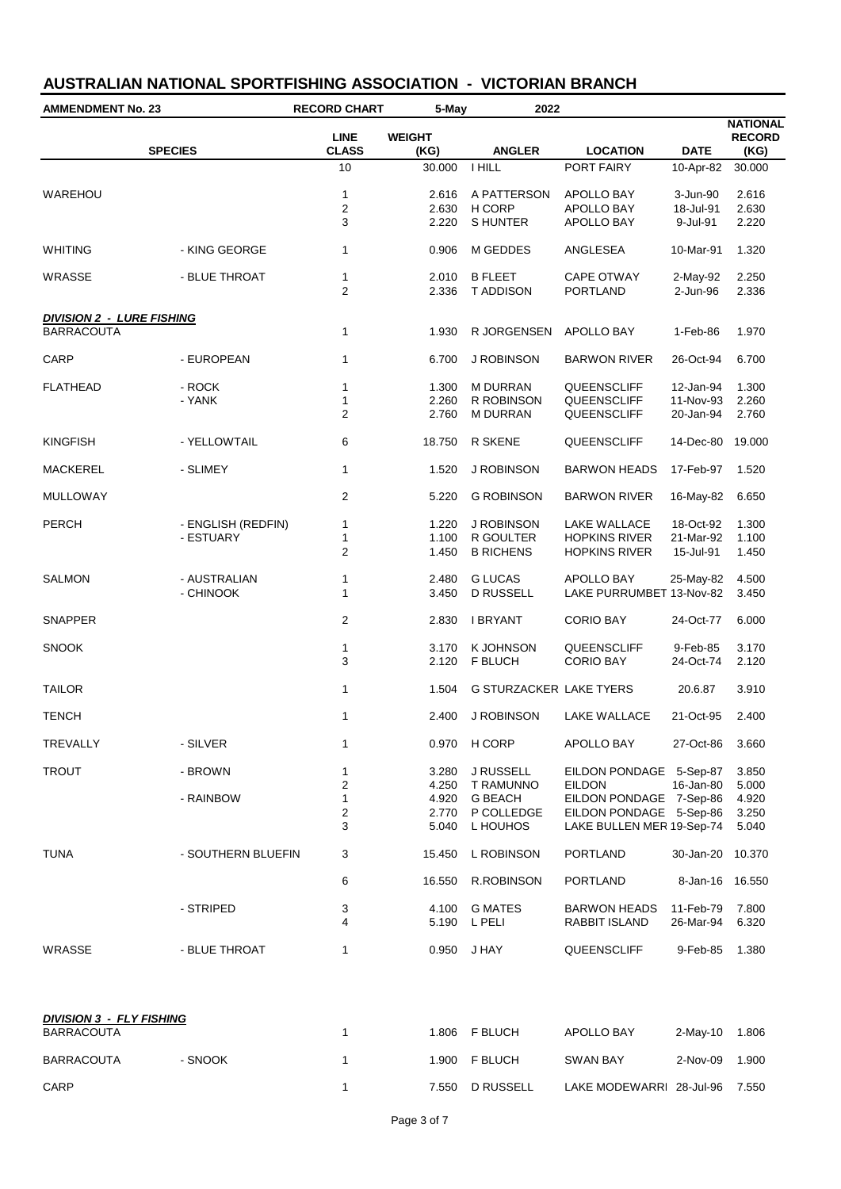# AUSTRALIAN NATIONAL SPORTFISHING ASSOCIATION - VICTORIAN BRANCH

**AMMENDMENT No. 23** | **RECORD CHART** | **5-May 2022**

| SPECIES | | LINE CLASS | WEIGHT (KG) | ANGLER | LOCATION | DATE | NATIONAL RECORD (KG) |
|---|---|---|---|---|---|---|---|
| | | 10 | 30.000 | I HILL | PORT FAIRY | 10-Apr-82 | 30.000 |
| WAREHOU | | 1 | 2.616 | A PATTERSON | APOLLO BAY | 3-Jun-90 | 2.616 |
| | | 2 | 2.630 | H CORP | APOLLO BAY | 18-Jul-91 | 2.630 |
| | | 3 | 2.220 | S HUNTER | APOLLO BAY | 9-Jul-91 | 2.220 |
| WHITING | - KING GEORGE | 1 | 0.906 | M GEDDES | ANGLESEA | 10-Mar-91 | 1.320 |
| WRASSE | - BLUE THROAT | 1 | 2.010 | B FLEET | CAPE OTWAY | 2-May-92 | 2.250 |
| | | 2 | 2.336 | T ADDISON | PORTLAND | 2-Jun-96 | 2.336 |
| ***DIVISION 2 - LURE FISHING*** | | | | | | | |
| BARRACOUTA | | 1 | 1.930 | R JORGENSEN | APOLLO BAY | 1-Feb-86 | 1.970 |
| CARP | - EUROPEAN | 1 | 6.700 | J ROBINSON | BARWON RIVER | 26-Oct-94 | 6.700 |
| FLATHEAD | - ROCK | 1 | 1.300 | M DURRAN | QUEENSCLIFF | 12-Jan-94 | 1.300 |
| | - YANK | 1 | 2.260 | R ROBINSON | QUEENSCLIFF | 11-Nov-93 | 2.260 |
| | | 2 | 2.760 | M DURRAN | QUEENSCLIFF | 20-Jan-94 | 2.760 |
| KINGFISH | - YELLOWTAIL | 6 | 18.750 | R SKENE | QUEENSCLIFF | 14-Dec-80 | 19.000 |
| MACKEREL | - SLIMEY | 1 | 1.520 | J ROBINSON | BARWON HEADS | 17-Feb-97 | 1.520 |
| MULLOWAY | | 2 | 5.220 | G ROBINSON | BARWON RIVER | 16-May-82 | 6.650 |
| PERCH | - ENGLISH (REDFIN) | 1 | 1.220 | J ROBINSON | LAKE WALLACE | 18-Oct-92 | 1.300 |
| | - ESTUARY | 1 | 1.100 | R GOULTER | HOPKINS RIVER | 21-Mar-92 | 1.100 |
| | | 2 | 1.450 | B RICHENS | HOPKINS RIVER | 15-Jul-91 | 1.450 |
| SALMON | - AUSTRALIAN | 1 | 2.480 | G LUCAS | APOLLO BAY | 25-May-82 | 4.500 |
| | - CHINOOK | 1 | 3.450 | D RUSSELL | LAKE PURRUMBET | 13-Nov-82 | 3.450 |
| SNAPPER | | 2 | 2.830 | I BRYANT | CORIO BAY | 24-Oct-77 | 6.000 |
| SNOOK | | 1 | 3.170 | K JOHNSON | QUEENSCLIFF | 9-Feb-85 | 3.170 |
| | | 3 | 2.120 | F BLUCH | CORIO BAY | 24-Oct-74 | 2.120 |
| TAILOR | | 1 | 1.504 | G STURZACKER | LAKE TYERS | 20.6.87 | 3.910 |
| TENCH | | 1 | 2.400 | J ROBINSON | LAKE WALLACE | 21-Oct-95 | 2.400 |
| TREVALLY | - SILVER | 1 | 0.970 | H CORP | APOLLO BAY | 27-Oct-86 | 3.660 |
| TROUT | - BROWN | 1 | 3.280 | J RUSSELL | EILDON PONDAGE | 5-Sep-87 | 3.850 |
| | | 2 | 4.250 | T RAMUNNO | EILDON | 16-Jan-80 | 5.000 |
| | - RAINBOW | 1 | 4.920 | G BEACH | EILDON PONDAGE | 7-Sep-86 | 4.920 |
| | | 2 | 2.770 | P COLLEDGE | EILDON PONDAGE | 5-Sep-86 | 3.250 |
| | | 3 | 5.040 | L HOUHOS | LAKE BULLEN MER | 19-Sep-74 | 5.040 |
| TUNA | - SOUTHERN BLUEFIN | 3 | 15.450 | L ROBINSON | PORTLAND | 30-Jan-20 | 10.370 |
| | | 6 | 16.550 | R.ROBINSON | PORTLAND | 8-Jan-16 | 16.550 |
| | - STRIPED | 3 | 4.100 | G MATES | BARWON HEADS | 11-Feb-79 | 7.800 |
| | | 4 | 5.190 | L PELI | RABBIT ISLAND | 26-Mar-94 | 6.320 |
| WRASSE | - BLUE THROAT | 1 | 0.950 | J HAY | QUEENSCLIFF | 9-Feb-85 | 1.380 |
| ***DIVISION 3 - FLY FISHING*** | | | | | | | |
| BARRACOUTA | | 1 | 1.806 | F BLUCH | APOLLO BAY | 2-May-10 | 1.806 |
| BARRACOUTA | - SNOOK | 1 | 1.900 | F BLUCH | SWAN BAY | 2-Nov-09 | 1.900 |
| CARP | | 1 | 7.550 | D RUSSELL | LAKE MODEWARRI | 28-Jul-96 | 7.550 |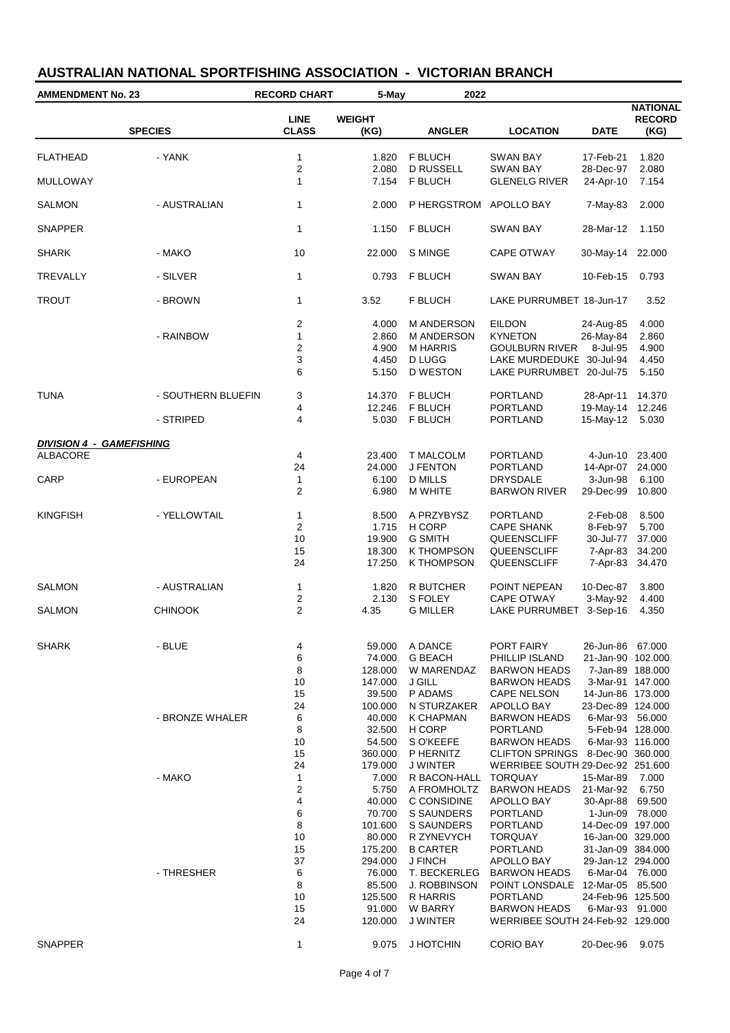# AUSTRALIAN NATIONAL SPORTFISHING ASSOCIATION - VICTORIAN BRANCH

**AMMENDMENT No. 23** | **RECORD CHART** | **5-May 2022**

| SPECIES | | LINE CLASS | WEIGHT (KG) | ANGLER | LOCATION | DATE | NATIONAL RECORD (KG) |
|---|---|---|---|---|---|---|---|
| FLATHEAD | - YANK | 1 | 1.820 | F BLUCH | SWAN BAY | 17-Feb-21 | 1.820 |
| | | 2 | 2.080 | D RUSSELL | SWAN BAY | 28-Dec-97 | 2.080 |
| MULLOWAY | | 1 | 7.154 | F BLUCH | GLENELG RIVER | 24-Apr-10 | 7.154 |
| SALMON | - AUSTRALIAN | 1 | 2.000 | P HERGSTROM | APOLLO BAY | 7-May-83 | 2.000 |
| SNAPPER | | 1 | 1.150 | F BLUCH | SWAN BAY | 28-Mar-12 | 1.150 |
| SHARK | - MAKO | 10 | 22.000 | S MINGE | CAPE OTWAY | 30-May-14 | 22.000 |
| TREVALLY | - SILVER | 1 | 0.793 | F BLUCH | SWAN BAY | 10-Feb-15 | 0.793 |
| TROUT | - BROWN | 1 | 3.52 | F BLUCH | LAKE PURRUMBET | 18-Jun-17 | 3.52 |
| | | 2 | 4.000 | M ANDERSON | EILDON | 24-Aug-85 | 4.000 |
| | - RAINBOW | 1 | 2.860 | M ANDERSON | KYNETON | 26-May-84 | 2.860 |
| | | 2 | 4.900 | M HARRIS | GOULBURN RIVER | 8-Jul-95 | 4.900 |
| | | 3 | 4.450 | D LUGG | LAKE MURDEDUKE | 30-Jul-94 | 4.450 |
| | | 6 | 5.150 | D WESTON | LAKE PURRUMBET | 20-Jul-75 | 5.150 |
| TUNA | - SOUTHERN BLUEFIN | 3 | 14.370 | F BLUCH | PORTLAND | 28-Apr-11 | 14.370 |
| | | 4 | 12.246 | F BLUCH | PORTLAND | 19-May-14 | 12.246 |
| | - STRIPED | 4 | 5.030 | F BLUCH | PORTLAND | 15-May-12 | 5.030 |
| ***DIVISION 4 - GAMEFISHING*** | | | | | | | |
| ALBACORE | | 4 | 23.400 | T MALCOLM | PORTLAND | 4-Jun-10 | 23.400 |
| | | 24 | 24.000 | J FENTON | PORTLAND | 14-Apr-07 | 24.000 |
| CARP | - EUROPEAN | 1 | 6.100 | D MILLS | DRYSDALE | 3-Jun-98 | 6.100 |
| | | 2 | 6.980 | M WHITE | BARWON RIVER | 29-Dec-99 | 10.800 |
| KINGFISH | - YELLOWTAIL | 1 | 8.500 | A PRZYBYSZ | PORTLAND | 2-Feb-08 | 8.500 |
| | | 2 | 1.715 | H CORP | CAPE SHANK | 8-Feb-97 | 5.700 |
| | | 10 | 19.900 | G SMITH | QUEENSCLIFF | 30-Jul-77 | 37.000 |
| | | 15 | 18.300 | K THOMPSON | QUEENSCLIFF | 7-Apr-83 | 34.200 |
| | | 24 | 17.250 | K THOMPSON | QUEENSCLIFF | 7-Apr-83 | 34.470 |
| SALMON | - AUSTRALIAN | 1 | 1.820 | R BUTCHER | POINT NEPEAN | 10-Dec-87 | 3.800 |
| | | 2 | 2.130 | S FOLEY | CAPE OTWAY | 3-May-92 | 4.400 |
| SALMON | CHINOOK | 2 | 4.35 | G MILLER | LAKE PURRUMBET | 3-Sep-16 | 4.350 |
| SHARK | - BLUE | 4 | 59.000 | A DANCE | PORT FAIRY | 26-Jun-86 | 67.000 |
| | | 6 | 74.000 | G BEACH | PHILLIP ISLAND | 21-Jan-90 | 102.000 |
| | | 8 | 128.000 | W MARENDAZ | BARWON HEADS | 7-Jan-89 | 188.000 |
| | | 10 | 147.000 | J GILL | BARWON HEADS | 3-Mar-91 | 147.000 |
| | | 15 | 39.500 | P ADAMS | CAPE NELSON | 14-Jun-86 | 173.000 |
| | | 24 | 100.000 | N STURZAKER | APOLLO BAY | 23-Dec-89 | 124.000 |
| | - BRONZE WHALER | 6 | 40.000 | K CHAPMAN | BARWON HEADS | 6-Mar-93 | 56.000 |
| | | 8 | 32.500 | H CORP | PORTLAND | 5-Feb-94 | 128.000 |
| | | 10 | 54.500 | S O'KEEFE | BARWON HEADS | 6-Mar-93 | 116.000 |
| | | 15 | 360.000 | P HERNITZ | CLIFTON SPRINGS | 8-Dec-90 | 360.000 |
| | | 24 | 179.000 | J WINTER | WERRIBEE SOUTH | 29-Dec-92 | 251.600 |
| | - MAKO | 1 | 7.000 | R BACON-HALL | TORQUAY | 15-Mar-89 | 7.000 |
| | | 2 | 5.750 | A FROMHOLTZ | BARWON HEADS | 21-Mar-92 | 6.750 |
| | | 4 | 40.000 | C CONSIDINE | APOLLO BAY | 30-Apr-88 | 69.500 |
| | | 6 | 70.700 | S SAUNDERS | PORTLAND | 1-Jun-09 | 78.000 |
| | | 8 | 101.600 | S SAUNDERS | PORTLAND | 14-Dec-09 | 197.000 |
| | | 10 | 80.000 | R ZYNEVYCH | TORQUAY | 16-Jan-00 | 329.000 |
| | | 15 | 175.200 | B CARTER | PORTLAND | 31-Jan-09 | 384.000 |
| | | 37 | 294.000 | J FINCH | APOLLO BAY | 29-Jan-12 | 294.000 |
| | - THRESHER | 6 | 76.000 | T. BECKERLEG | BARWON HEADS | 6-Mar-04 | 76.000 |
| | | 8 | 85.500 | J. ROBBINSON | POINT LONSDALE | 12-Mar-05 | 85.500 |
| | | 10 | 125.500 | R HARRIS | PORTLAND | 24-Feb-96 | 125.500 |
| | | 15 | 91.000 | W BARRY | BARWON HEADS | 6-Mar-93 | 91.000 |
| | | 24 | 120.000 | J WINTER | WERRIBEE SOUTH | 24-Feb-92 | 129.000 |
| SNAPPER | | 1 | 9.075 | J HOTCHIN | CORIO BAY | 20-Dec-96 | 9.075 |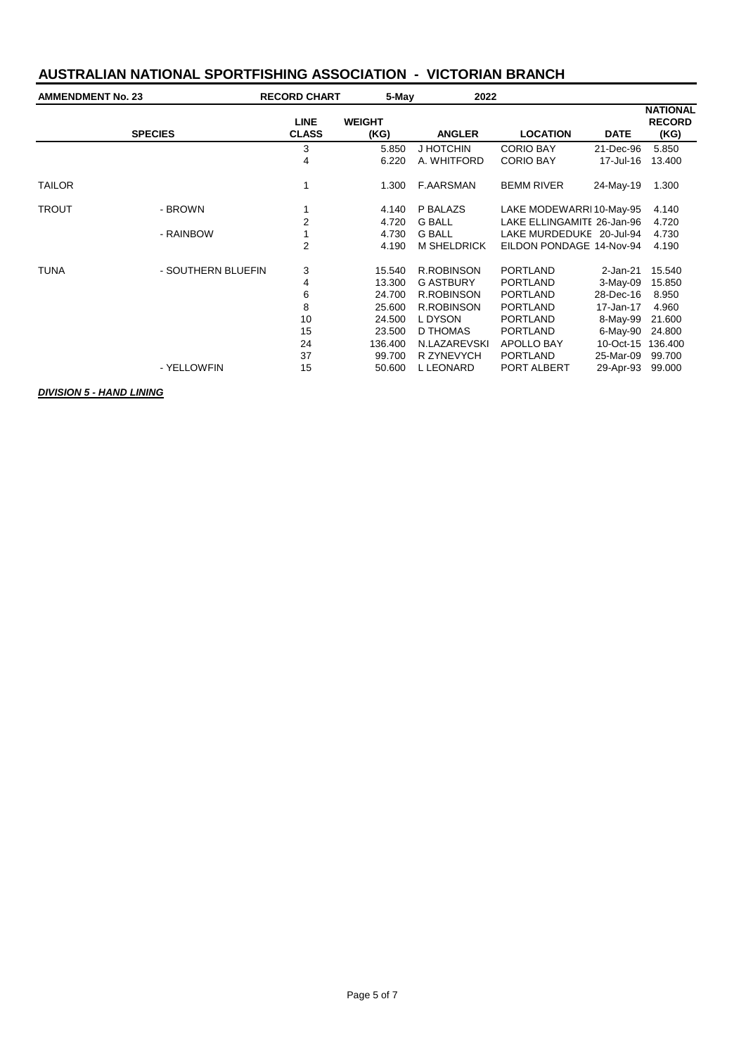## AUSTRALIAN NATIONAL SPORTFISHING ASSOCIATION - VICTORIAN BRANCH

**AMMENDMENT No. 23** **RECORD CHART** **5-May** **2022**

| | SPECIES | LINE CLASS | WEIGHT (KG) | ANGLER | LOCATION | DATE | NATIONAL RECORD (KG) |
|---|---|---|---|---|---|---|---|
| | | 3 | 5.850 | J HOTCHIN | CORIO BAY | 21-Dec-96 | 5.850 |
| | | 4 | 6.220 | A. WHITFORD | CORIO BAY | 17-Jul-16 | 13.400 |
| TAILOR | | 1 | 1.300 | F.AARSMAN | BEMM RIVER | 24-May-19 | 1.300 |
| TROUT | - BROWN | 1 | 4.140 | P BALAZS | LAKE MODEWARRI | 10-May-95 | 4.140 |
| | | 2 | 4.720 | G BALL | LAKE ELLINGAMITE | 26-Jan-96 | 4.720 |
| | - RAINBOW | 1 | 4.730 | G BALL | LAKE MURDEDUKE | 20-Jul-94 | 4.730 |
| | | 2 | 4.190 | M SHELDRICK | EILDON PONDAGE | 14-Nov-94 | 4.190 |
| TUNA | - SOUTHERN BLUEFIN | 3 | 15.540 | R.ROBINSON | PORTLAND | 2-Jan-21 | 15.540 |
| | | 4 | 13.300 | G ASTBURY | PORTLAND | 3-May-09 | 15.850 |
| | | 6 | 24.700 | R.ROBINSON | PORTLAND | 28-Dec-16 | 8.950 |
| | | 8 | 25.600 | R.ROBINSON | PORTLAND | 17-Jan-17 | 4.960 |
| | | 10 | 24.500 | L DYSON | PORTLAND | 8-May-99 | 21.600 |
| | | 15 | 23.500 | D THOMAS | PORTLAND | 6-May-90 | 24.800 |
| | | 24 | 136.400 | N.LAZAREVSKI | APOLLO BAY | 10-Oct-15 | 136.400 |
| | | 37 | 99.700 | R ZYNEVYCH | PORTLAND | 25-Mar-09 | 99.700 |
| | - YELLOWFIN | 15 | 50.600 | L LEONARD | PORT ALBERT | 29-Apr-93 | 99.000 |

***DIVISION 5 - HAND LINING***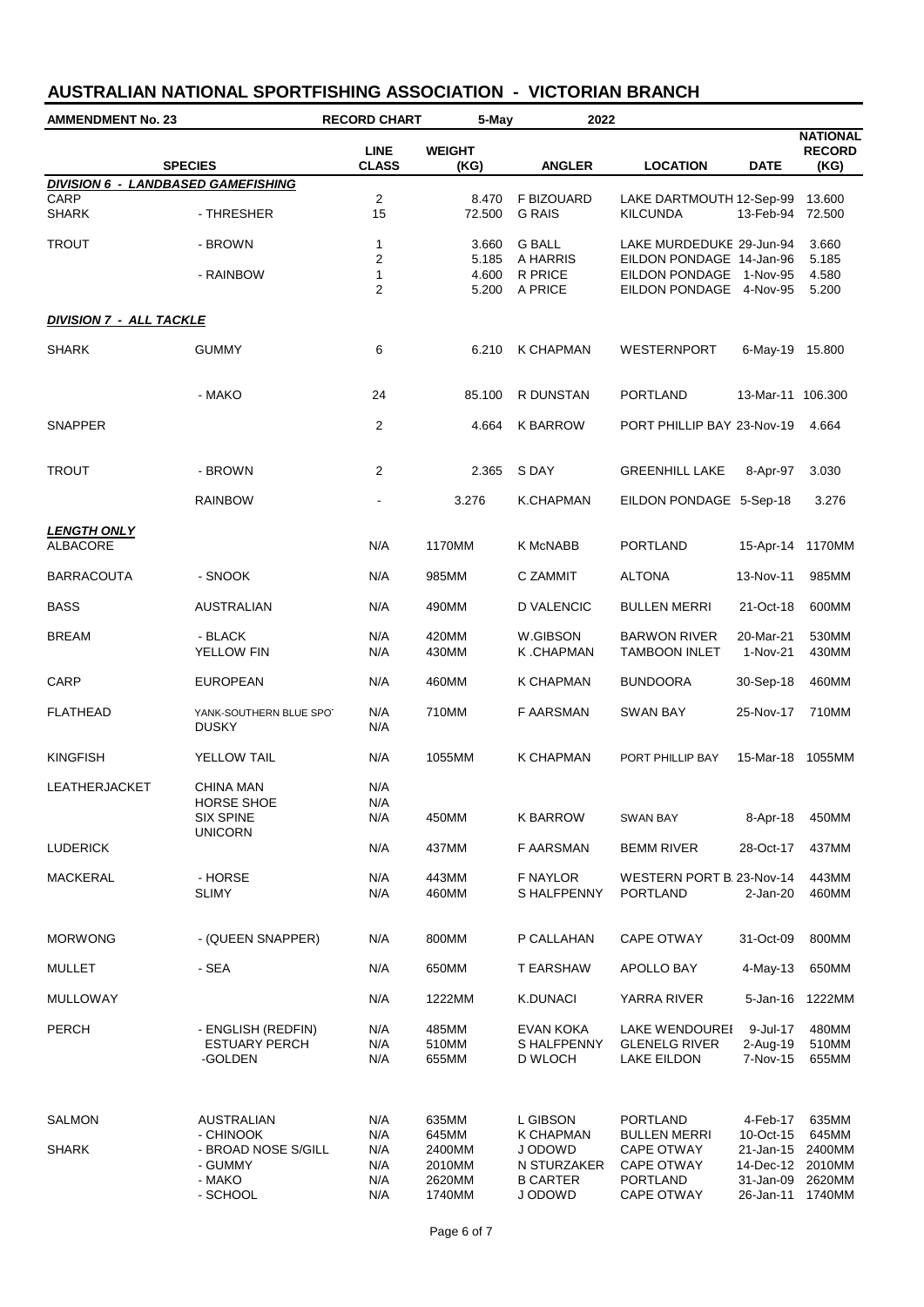# AUSTRALIAN NATIONAL SPORTFISHING ASSOCIATION - VICTORIAN BRANCH

**AMMENDMENT No. 23** | **RECORD CHART** | **5-May 2022**

| SPECIES | | LINE CLASS | WEIGHT (KG) | ANGLER | LOCATION | DATE | NATIONAL RECORD (KG) |
|---|---|---|---|---|---|---|---|
| ***DIVISION 6 - LANDBASED GAMEFISHING*** | | | | | | | |
| CARP | | 2 | 8.470 | F BIZOUARD | LAKE DARTMOUTH | 12-Sep-99 | 13.600 |
| SHARK | - THRESHER | 15 | 72.500 | G RAIS | KILCUNDA | 13-Feb-94 | 72.500 |
| TROUT | - BROWN | 1 | 3.660 | G BALL | LAKE MURDEDUKE | 29-Jun-94 | 3.660 |
| | | 2 | 5.185 | A HARRIS | EILDON PONDAGE | 14-Jan-96 | 5.185 |
| | - RAINBOW | 1 | 4.600 | R PRICE | EILDON PONDAGE | 1-Nov-95 | 4.580 |
| | | 2 | 5.200 | A PRICE | EILDON PONDAGE | 4-Nov-95 | 5.200 |
| ***DIVISION 7 - ALL TACKLE*** | | | | | | | |
| SHARK | GUMMY | 6 | 6.210 | K CHAPMAN | WESTERNPORT | 6-May-19 | 15.800 |
| | - MAKO | 24 | 85.100 | R DUNSTAN | PORTLAND | 13-Mar-11 | 106.300 |
| SNAPPER | | 2 | 4.664 | K BARROW | PORT PHILLIP BAY | 23-Nov-19 | 4.664 |
| TROUT | - BROWN | 2 | 2.365 | S DAY | GREENHILL LAKE | 8-Apr-97 | 3.030 |
| | RAINBOW | - | 3.276 | K.CHAPMAN | EILDON PONDAGE | 5-Sep-18 | 3.276 |
| ***LENGTH ONLY*** | | | | | | | |
| ALBACORE | | N/A | 1170MM | K McNABB | PORTLAND | 15-Apr-14 | 1170MM |
| BARRACOUTA | - SNOOK | N/A | 985MM | C ZAMMIT | ALTONA | 13-Nov-11 | 985MM |
| BASS | AUSTRALIAN | N/A | 490MM | D VALENCIC | BULLEN MERRI | 21-Oct-18 | 600MM |
| BREAM | - BLACK | N/A | 420MM | W.GIBSON | BARWON RIVER | 20-Mar-21 | 530MM |
| | YELLOW FIN | N/A | 430MM | K .CHAPMAN | TAMBOON INLET | 1-Nov-21 | 430MM |
| CARP | EUROPEAN | N/A | 460MM | K CHAPMAN | BUNDOORA | 30-Sep-18 | 460MM |
| FLATHEAD | YANK-SOUTHERN BLUE SPOT | N/A | 710MM | F AARSMAN | SWAN BAY | 25-Nov-17 | 710MM |
| | DUSKY | N/A | | | | | |
| KINGFISH | YELLOW TAIL | N/A | 1055MM | K CHAPMAN | PORT PHILLIP BAY | 15-Mar-18 | 1055MM |
| LEATHERJACKET | CHINA MAN | N/A | | | | | |
| | HORSE SHOE | N/A | | | | | |
| | SIX SPINE | N/A | 450MM | K BARROW | SWAN BAY | 8-Apr-18 | 450MM |
| | UNICORN | | | | | | |
| LUDERICK | | N/A | 437MM | F AARSMAN | BEMM RIVER | 28-Oct-17 | 437MM |
| MACKERAL | - HORSE | N/A | 443MM | F NAYLOR | WESTERN PORT B | 23-Nov-14 | 443MM |
| | SLIMY | N/A | 460MM | S HALFPENNY | PORTLAND | 2-Jan-20 | 460MM |
| MORWONG | - (QUEEN SNAPPER) | N/A | 800MM | P CALLAHAN | CAPE OTWAY | 31-Oct-09 | 800MM |
| MULLET | - SEA | N/A | 650MM | T EARSHAW | APOLLO BAY | 4-May-13 | 650MM |
| MULLOWAY | | N/A | 1222MM | K.DUNACI | YARRA RIVER | 5-Jan-16 | 1222MM |
| PERCH | - ENGLISH (REDFIN) | N/A | 485MM | EVAN KOKA | LAKE WENDOUREE | 9-Jul-17 | 480MM |
| | ESTUARY PERCH | N/A | 510MM | S HALFPENNY | GLENELG RIVER | 2-Aug-19 | 510MM |
| | -GOLDEN | N/A | 655MM | D WLOCH | LAKE EILDON | 7-Nov-15 | 655MM |
| SALMON | AUSTRALIAN | N/A | 635MM | L GIBSON | PORTLAND | 4-Feb-17 | 635MM |
| | - CHINOOK | N/A | 645MM | K CHAPMAN | BULLEN MERRI | 10-Oct-15 | 645MM |
| SHARK | - BROAD NOSE S/GILL | N/A | 2400MM | J ODOWD | CAPE OTWAY | 21-Jan-15 | 2400MM |
| | - GUMMY | N/A | 2010MM | N STURZAKER | CAPE OTWAY | 14-Dec-12 | 2010MM |
| | - MAKO | N/A | 2620MM | B CARTER | PORTLAND | 31-Jan-09 | 2620MM |
| | - SCHOOL | N/A | 1740MM | J ODOWD | CAPE OTWAY | 26-Jan-11 | 1740MM |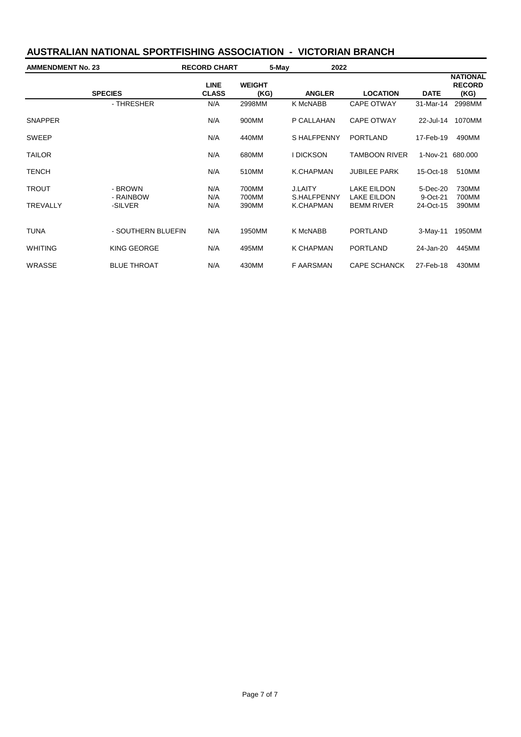## AUSTRALIAN NATIONAL SPORTFISHING ASSOCIATION - VICTORIAN BRANCH

**AMMENDMENT No. 23** **RECORD CHART** **5-May** **2022**

| | SPECIES | LINE CLASS | WEIGHT (KG) | ANGLER | LOCATION | DATE | NATIONAL RECORD (KG) |
|---|---|---|---|---|---|---|---|
| | - THRESHER | N/A | 2998MM | K McNABB | CAPE OTWAY | 31-Mar-14 | 2998MM |
| SNAPPER | | N/A | 900MM | P CALLAHAN | CAPE OTWAY | 22-Jul-14 | 1070MM |
| SWEEP | | N/A | 440MM | S HALFPENNY | PORTLAND | 17-Feb-19 | 490MM |
| TAILOR | | N/A | 680MM | I DICKSON | TAMBOON RIVER | 1-Nov-21 | 680.000 |
| TENCH | | N/A | 510MM | K.CHAPMAN | JUBILEE PARK | 15-Oct-18 | 510MM |
| TROUT | - BROWN | N/A | 700MM | J.LAITY | LAKE EILDON | 5-Dec-20 | 730MM |
| | - RAINBOW | N/A | 700MM | S.HALFPENNY | LAKE EILDON | 9-Oct-21 | 700MM |
| TREVALLY | -SILVER | N/A | 390MM | K.CHAPMAN | BEMM RIVER | 24-Oct-15 | 390MM |
| TUNA | - SOUTHERN BLUEFIN | N/A | 1950MM | K McNABB | PORTLAND | 3-May-11 | 1950MM |
| WHITING | KING GEORGE | N/A | 495MM | K CHAPMAN | PORTLAND | 24-Jan-20 | 445MM |
| WRASSE | BLUE THROAT | N/A | 430MM | F AARSMAN | CAPE SCHANCK | 27-Feb-18 | 430MM |